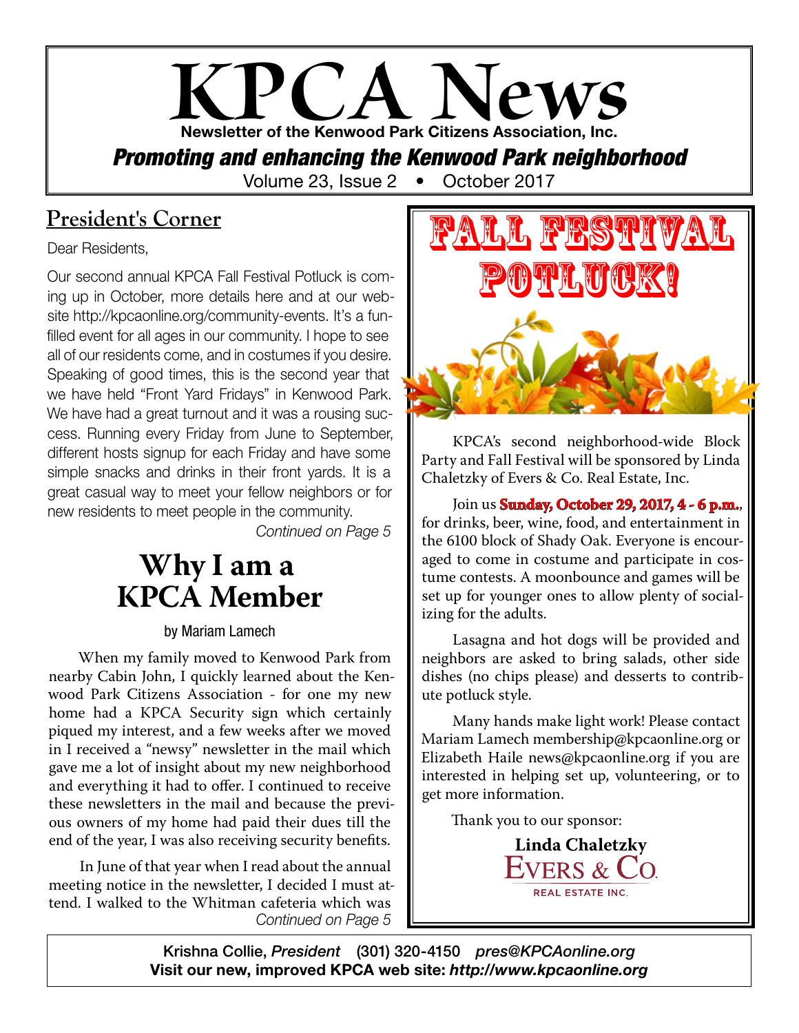# KPCA News

**Newsletter of the Kenwood Park Citizens Association, Inc.**

***Promoting and enhancing the Kenwood Park neighborhood***

Volume 23, Issue 2 • October 2017

## President's Corner

Dear Residents,

Our second annual KPCA Fall Festival Potluck is coming up in October, more details here and at our website http://kpcaonline.org/community-events. It's a fun-filled event for all ages in our community. I hope to see all of our residents come, and in costumes if you desire. Speaking of good times, this is the second year that we have held "Front Yard Fridays" in Kenwood Park. We have had a great turnout and it was a rousing success. Running every Friday from June to September, different hosts signup for each Friday and have some simple snacks and drinks in their front yards. It is a great casual way to meet your fellow neighbors or for new residents to meet people in the community.

*Continued on Page 5*

## Why I am a KPCA Member

by Mariam Lamech

When my family moved to Kenwood Park from nearby Cabin John, I quickly learned about the Kenwood Park Citizens Association - for one my new home had a KPCA Security sign which certainly piqued my interest, and a few weeks after we moved in I received a "newsy" newsletter in the mail which gave me a lot of insight about my new neighborhood and everything it had to offer. I continued to receive these newsletters in the mail and because the previous owners of my home had paid their dues till the end of the year, I was also receiving security benefits.

In June of that year when I read about the annual meeting notice in the newsletter, I decided I must attend. I walked to the Whitman cafeteria which was

*Continued on Page 5*

## FALL FESTIVAL POTLUCK!

KPCA's second neighborhood-wide Block Party and Fall Festival will be sponsored by Linda Chaletzky of Evers & Co. Real Estate, Inc.

Join us **Sunday, October 29, 2017, 4 - 6 p.m.**, for drinks, beer, wine, food, and entertainment in the 6100 block of Shady Oak. Everyone is encouraged to come in costume and participate in costume contests. A moonbounce and games will be set up for younger ones to allow plenty of socializing for the adults.

Lasagna and hot dogs will be provided and neighbors are asked to bring salads, other side dishes (no chips please) and desserts to contribute potluck style.

Many hands make light work! Please contact Mariam Lamech membership@kpcaonline.org or Elizabeth Haile news@kpcaonline.org if you are interested in helping set up, volunteering, or to get more information.

Thank you to our sponsor:

**Linda Chaletzky**
EVERS & CO.
REAL ESTATE INC.

**Krishna Collie, *President* (301) 320-4150 *pres@KPCAonline.org***
**Visit our new, improved KPCA web site: *http://www.kpcaonline.org***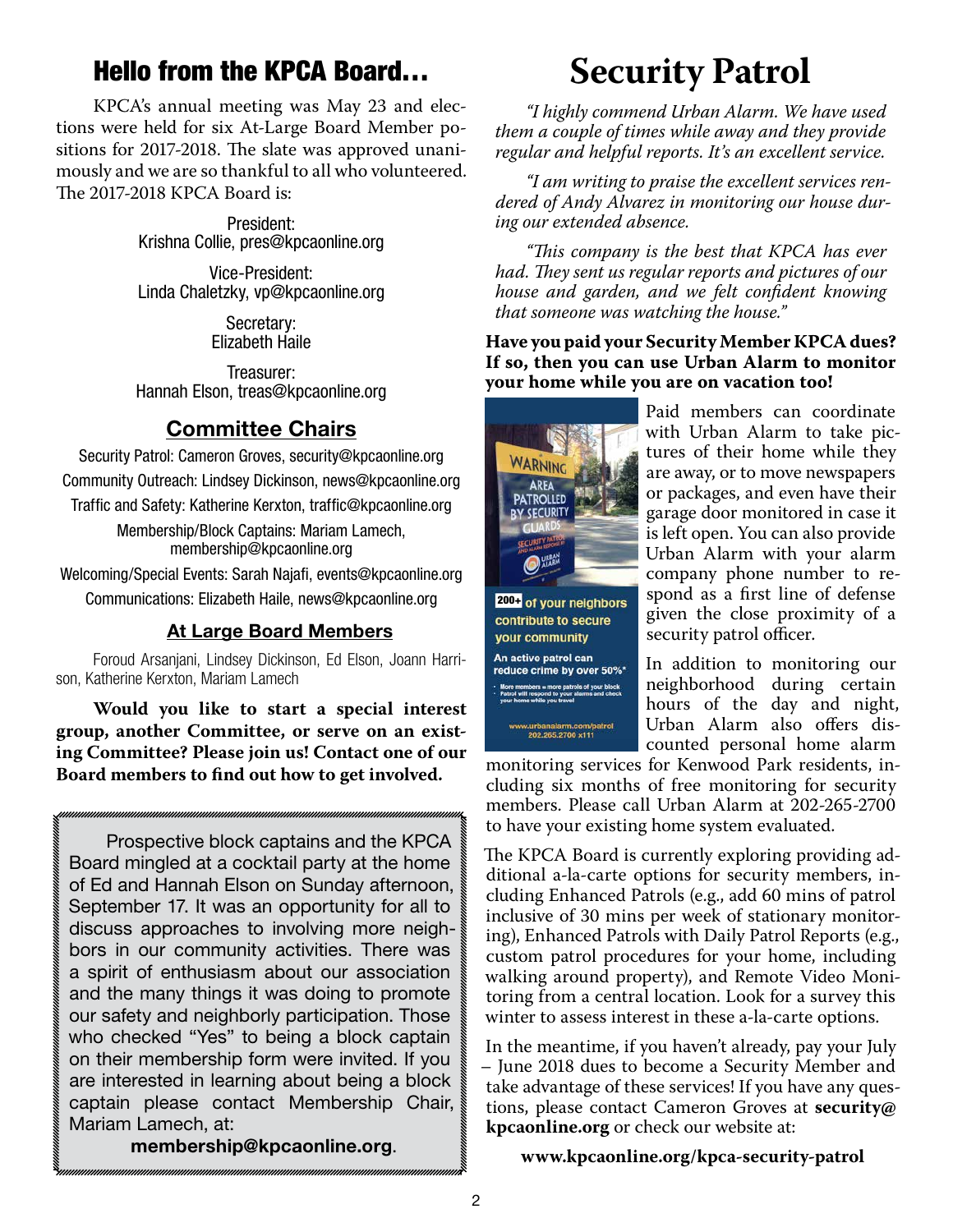## Hello from the KPCA Board…

KPCA's annual meeting was May 23 and elections were held for six At-Large Board Member positions for 2017-2018. The slate was approved unanimously and we are so thankful to all who volunteered. The 2017-2018 KPCA Board is:

President:
Krishna Collie, pres@kpcaonline.org

Vice-President:
Linda Chaletzky, vp@kpcaonline.org

Secretary:
Elizabeth Haile

Treasurer:
Hannah Elson, treas@kpcaonline.org

### Committee Chairs

Security Patrol: Cameron Groves, security@kpcaonline.org

Community Outreach: Lindsey Dickinson, news@kpcaonline.org

Traffic and Safety: Katherine Kerxton, traffic@kpcaonline.org

Membership/Block Captains: Mariam Lamech, membership@kpcaonline.org

Welcoming/Special Events: Sarah Najafi, events@kpcaonline.org

Communications: Elizabeth Haile, news@kpcaonline.org

### At Large Board Members

Foroud Arsanjani, Lindsey Dickinson, Ed Elson, Joann Harrison, Katherine Kerxton, Mariam Lamech

**Would you like to start a special interest group, another Committee, or serve on an existing Committee? Please join us! Contact one of our Board members to find out how to get involved.**

Prospective block captains and the KPCA Board mingled at a cocktail party at the home of Ed and Hannah Elson on Sunday afternoon, September 17. It was an opportunity for all to discuss approaches to involving more neighbors in our community activities. There was a spirit of enthusiasm about our association and the many things it was doing to promote our safety and neighborly participation. Those who checked "Yes" to being a block captain on their membership form were invited. If you are interested in learning about being a block captain please contact Membership Chair, Mariam Lamech, at:

**membership@kpcaonline.org**.

# Security Patrol

*"I highly commend Urban Alarm. We have used them a couple of times while away and they provide regular and helpful reports. It's an excellent service.*

*"I am writing to praise the excellent services rendered of Andy Alvarez in monitoring our house during our extended absence.*

*"This company is the best that KPCA has ever had. They sent us regular reports and pictures of our house and garden, and we felt confident knowing that someone was watching the house."*

**Have you paid your Security Member KPCA dues? If so, then you can use Urban Alarm to monitor your home while you are on vacation too!**

WARNING AREA PATROLLED BY SECURITY GUARDS

**200+** of your neighbors contribute to secure your community

An active patrol can reduce crime by over 50%*

- More members = more patrols of your block
- Patrol will respond to your alarms and check your home while you travel

www.urbanalarm.com/patrol
202.265.2700 x111

Paid members can coordinate with Urban Alarm to take pictures of their home while they are away, or to move newspapers or packages, and even have their garage door monitored in case it is left open. You can also provide Urban Alarm with your alarm company phone number to respond as a first line of defense given the close proximity of a security patrol officer.

In addition to monitoring our neighborhood during certain hours of the day and night, Urban Alarm also offers discounted personal home alarm monitoring services for Kenwood Park residents, including six months of free monitoring for security members. Please call Urban Alarm at 202-265-2700 to have your existing home system evaluated.

The KPCA Board is currently exploring providing additional a-la-carte options for security members, including Enhanced Patrols (e.g., add 60 mins of patrol inclusive of 30 mins per week of stationary monitoring), Enhanced Patrols with Daily Patrol Reports (e.g., custom patrol procedures for your home, including walking around property), and Remote Video Monitoring from a central location. Look for a survey this winter to assess interest in these a-la-carte options.

In the meantime, if you haven't already, pay your July – June 2018 dues to become a Security Member and take advantage of these services! If you have any questions, please contact Cameron Groves at **security@kpcaonline.org** or check our website at:

**www.kpcaonline.org/kpca-security-patrol**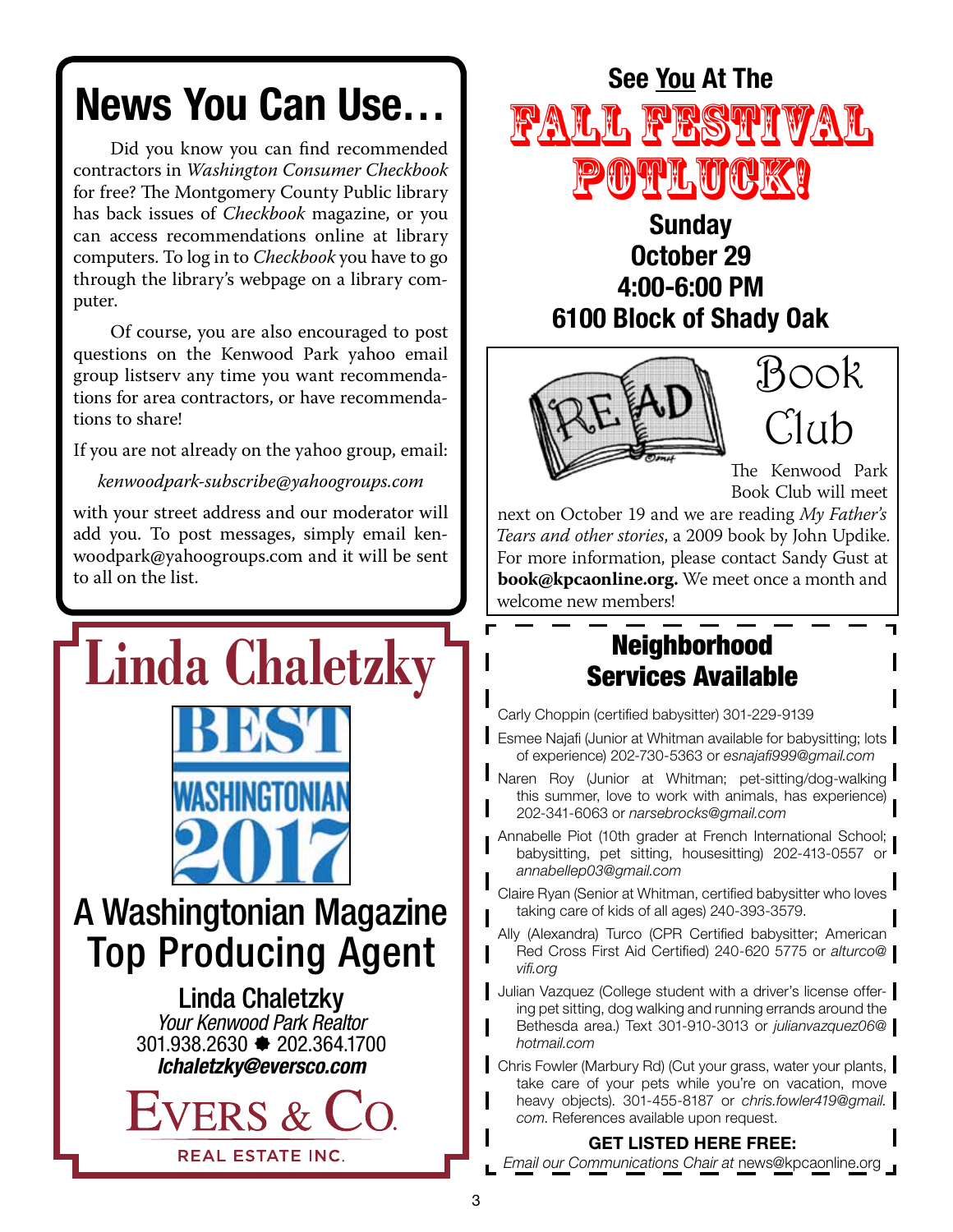## News You Can Use…

Did you know you can find recommended contractors in *Washington Consumer Checkbook* for free? The Montgomery County Public library has back issues of *Checkbook* magazine, or you can access recommendations online at library computers. To log in to *Checkbook* you have to go through the library's webpage on a library computer.

Of course, you are also encouraged to post questions on the Kenwood Park yahoo email group listserv any time you want recommendations for area contractors, or have recommendations to share!

If you are not already on the yahoo group, email:

*kenwoodpark-subscribe@yahoogroups.com*

with your street address and our moderator will add you. To post messages, simply email kenwoodpark@yahoogroups.com and it will be sent to all on the list.

# Linda Chaletzky

BEST WASHINGTONIAN 2017

## A Washingtonian Magazine Top Producing Agent

**Linda Chaletzky**
*Your Kenwood Park Realtor*
301.938.2630 ✸ 202.364.1700
***lchaletzky@eversco.com***

EVERS & CO.
REAL ESTATE INC.

**See You At The**

# FALL FESTIVAL POTLUCK!

**Sunday**
**October 29**
**4:00-6:00 PM**
**6100 Block of Shady Oak**

## Book Club

READ

The Kenwood Park Book Club will meet next on October 19 and we are reading *My Father's Tears and other stories*, a 2009 book by John Updike. For more information, please contact Sandy Gust at **book@kpcaonline.org.** We meet once a month and welcome new members!

## Neighborhood Services Available

- Carly Choppin (certified babysitter) 301-229-9139
- Esmee Najafi (Junior at Whitman available for babysitting; lots of experience) 202-730-5363 or *esnajafi999@gmail.com*
- Naren Roy (Junior at Whitman; pet-sitting/dog-walking this summer, love to work with animals, has experience) 202-341-6063 or *narsebrocks@gmail.com*
- Annabelle Piot (10th grader at French International School; babysitting, pet sitting, housesitting) 202-413-0557 or *annabellep03@gmail.com*
- Claire Ryan (Senior at Whitman, certified babysitter who loves taking care of kids of all ages) 240-393-3579.
- Ally (Alexandra) Turco (CPR Certified babysitter; American Red Cross First Aid Certified) 240-620 5775 or *alturco@vifi.org*
- Julian Vazquez (College student with a driver's license offering pet sitting, dog walking and running errands around the Bethesda area.) Text 301-910-3013 or *julianvazquez06@hotmail.com*
- Chris Fowler (Marbury Rd) (Cut your grass, water your plants, take care of your pets while you're on vacation, move heavy objects). 301-455-8187 or *chris.fowler419@gmail.com*. References available upon request.

**GET LISTED HERE FREE:**
*Email our Communications Chair at* news@kpcaonline.org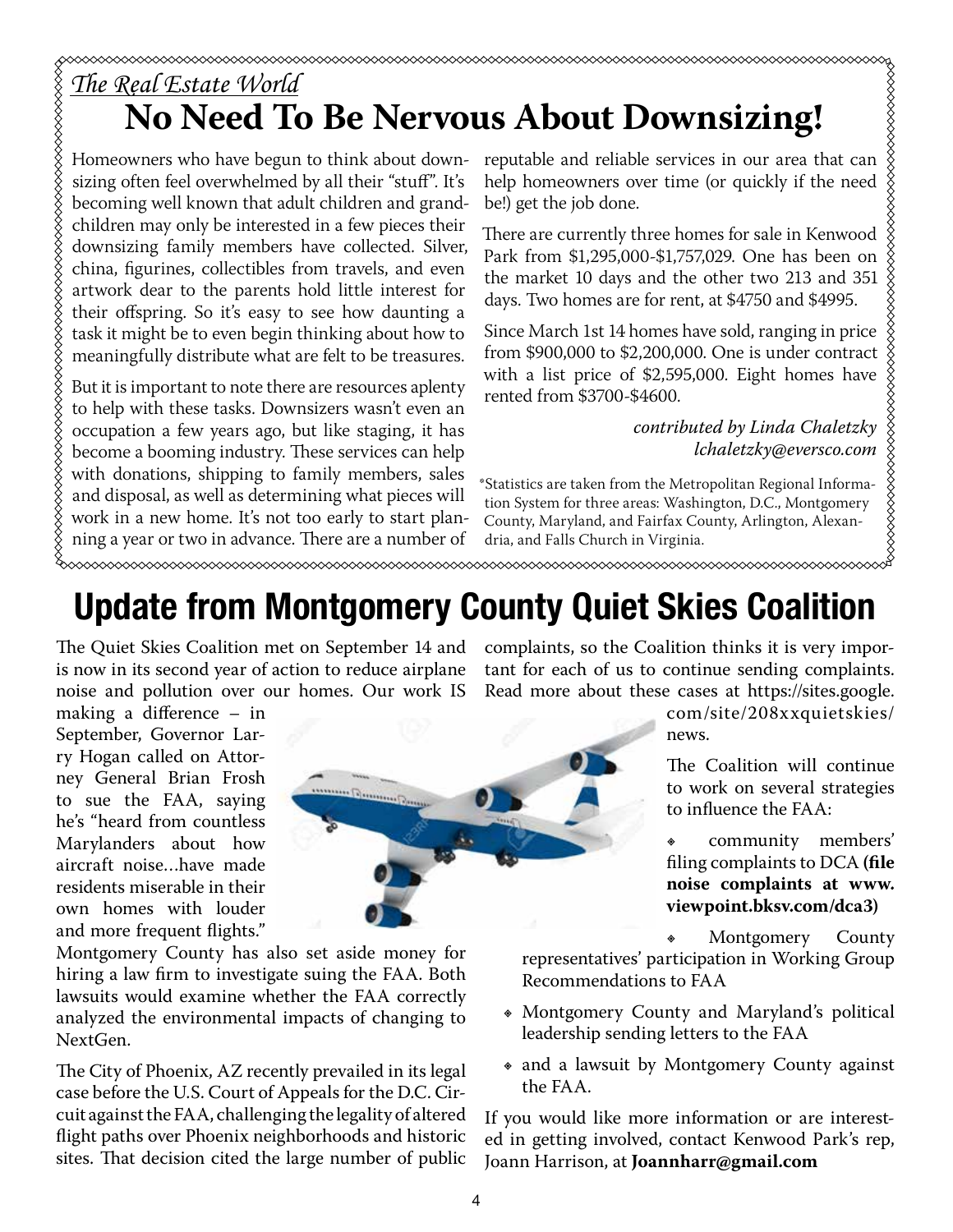*The Real Estate World*

# No Need To Be Nervous About Downsizing!

Homeowners who have begun to think about downsizing often feel overwhelmed by all their "stuff". It's becoming well known that adult children and grandchildren may only be interested in a few pieces their downsizing family members have collected. Silver, china, figurines, collectibles from travels, and even artwork dear to the parents hold little interest for their offspring. So it's easy to see how daunting a task it might be to even begin thinking about how to meaningfully distribute what are felt to be treasures.

But it is important to note there are resources aplenty to help with these tasks. Downsizers wasn't even an occupation a few years ago, but like staging, it has become a booming industry. These services can help with donations, shipping to family members, sales and disposal, as well as determining what pieces will work in a new home. It's not too early to start planning a year or two in advance. There are a number of reputable and reliable services in our area that can help homeowners over time (or quickly if the need be!) get the job done.

There are currently three homes for sale in Kenwood Park from $1,295,000-$1,757,029. One has been on the market 10 days and the other two 213 and 351 days. Two homes are for rent, at $4750 and $4995.

Since March 1st 14 homes have sold, ranging in price from $900,000 to $2,200,000. One is under contract with a list price of $2,595,000. Eight homes have rented from $3700-$4600.

*contributed by Linda Chaletzky*
*lchaletzky@eversco.com*

*Statistics are taken from the Metropolitan Regional Information System for three areas: Washington, D.C., Montgomery County, Maryland, and Fairfax County, Arlington, Alexandria, and Falls Church in Virginia.

# Update from Montgomery County Quiet Skies Coalition

The Quiet Skies Coalition met on September 14 and is now in its second year of action to reduce airplane noise and pollution over our homes. Our work IS making a difference – in September, Governor Larry Hogan called on Attorney General Brian Frosh to sue the FAA, saying he's "heard from countless Marylanders about how aircraft noise…have made residents miserable in their own homes with louder and more frequent flights."

Montgomery County has also set aside money for hiring a law firm to investigate suing the FAA. Both lawsuits would examine whether the FAA correctly analyzed the environmental impacts of changing to NextGen.

The City of Phoenix, AZ recently prevailed in its legal case before the U.S. Court of Appeals for the D.C. Circuit against the FAA, challenging the legality of altered flight paths over Phoenix neighborhoods and historic sites. That decision cited the large number of public complaints, so the Coalition thinks it is very important for each of us to continue sending complaints. Read more about these cases at https://sites.google.com/site/208xxquietskies/news.

The Coalition will continue to work on several strategies to influence the FAA:

- community members' filing complaints to DCA **(file noise complaints at www.viewpoint.bksv.com/dca3)**
- Montgomery County representatives' participation in Working Group Recommendations to FAA
- Montgomery County and Maryland's political leadership sending letters to the FAA
- and a lawsuit by Montgomery County against the FAA.

If you would like more information or are interested in getting involved, contact Kenwood Park's rep, Joann Harrison, at **Joannharr@gmail.com**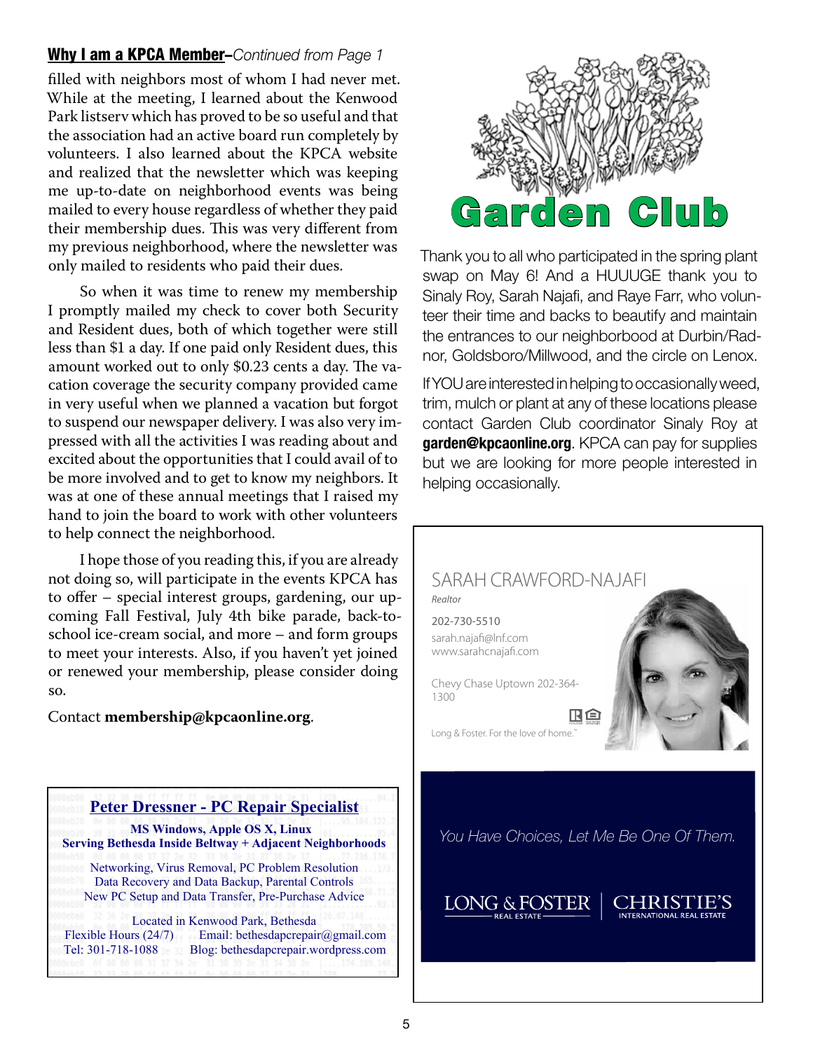## Why I am a KPCA Member–*Continued from Page 1*

filled with neighbors most of whom I had never met. While at the meeting, I learned about the Kenwood Park listserv which has proved to be so useful and that the association had an active board run completely by volunteers. I also learned about the KPCA website and realized that the newsletter which was keeping me up-to-date on neighborhood events was being mailed to every house regardless of whether they paid their membership dues. This was very different from my previous neighborhood, where the newsletter was only mailed to residents who paid their dues.

So when it was time to renew my membership I promptly mailed my check to cover both Security and Resident dues, both of which together were still less than $1 a day. If one paid only Resident dues, this amount worked out to only $0.23 cents a day. The vacation coverage the security company provided came in very useful when we planned a vacation but forgot to suspend our newspaper delivery. I was also very impressed with all the activities I was reading about and excited about the opportunities that I could avail of to be more involved and to get to know my neighbors. It was at one of these annual meetings that I raised my hand to join the board to work with other volunteers to help connect the neighborhood.

I hope those of you reading this, if you are already not doing so, will participate in the events KPCA has to offer – special interest groups, gardening, our upcoming Fall Festival, July 4th bike parade, back-to-school ice-cream social, and more – and form groups to meet your interests. Also, if you haven't yet joined or renewed your membership, please consider doing so.

Contact **membership@kpcaonline.org**.

**Peter Dressner - PC Repair Specialist**

**MS Windows, Apple OS X, Linux**
**Serving Bethesda Inside Beltway + Adjacent Neighborhoods**

Networking, Virus Removal, PC Problem Resolution
Data Recovery and Data Backup, Parental Controls
New PC Setup and Data Transfer, Pre-Purchase Advice

Located in Kenwood Park, Bethesda
Flexible Hours (24/7) Email: bethesdapcrepair@gmail.com
Tel: 301-718-1088 Blog: bethesdapcrepair.wordpress.com

## Garden Club

Thank you to all who participated in the spring plant swap on May 6! And a HUUUGE thank you to Sinaly Roy, Sarah Najafi, and Raye Farr, who volunteer their time and backs to beautify and maintain the entrances to our neighborbood at Durbin/Radnor, Goldsboro/Millwood, and the circle on Lenox.

If YOU are interested in helping to occasionally weed, trim, mulch or plant at any of these locations please contact Garden Club coordinator Sinaly Roy at **garden@kpcaonline.org**. KPCA can pay for supplies but we are looking for more people interested in helping occasionally.

SARAH CRAWFORD-NAJAFI
*Realtor*

202-730-5510
sarah.najafi@lnf.com
www.sarahcnajafi.com

Chevy Chase Uptown 202-364-1300

Long & Foster. For the love of home.™

*You Have Choices, Let Me Be One Of Them.*

LONG & FOSTER REAL ESTATE | CHRISTIE'S INTERNATIONAL REAL ESTATE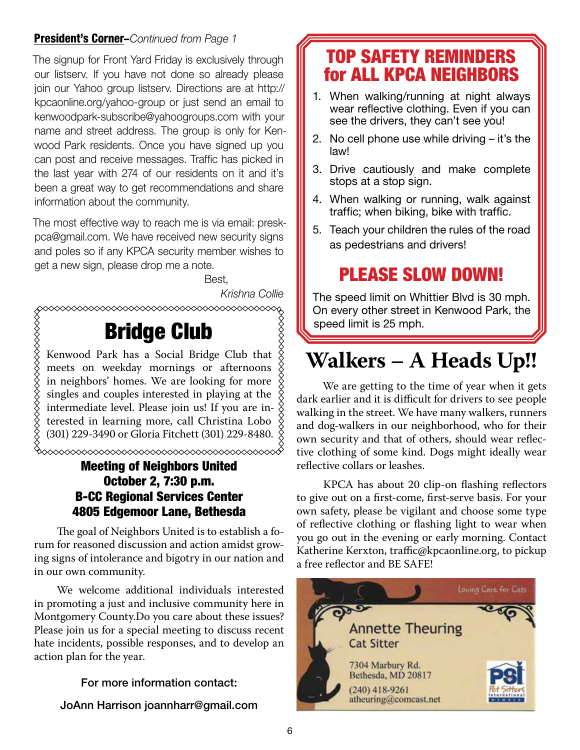**President's Corner**–*Continued from Page 1*

The signup for Front Yard Friday is exclusively through our listserv. If you have not done so already please join our Yahoo group listserv. Directions are at http://kpcaonline.org/yahoo-group or just send an email to kenwoodpark-subscribe@yahoogroups.com with your name and street address. The group is only for Kenwood Park residents. Once you have signed up you can post and receive messages. Traffic has picked in the last year with 274 of our residents on it and it's been a great way to get recommendations and share information about the community.

The most effective way to reach me is via email: preskpca@gmail.com. We have received new security signs and poles so if any KPCA security member wishes to get a new sign, please drop me a note.

Best,

*Krishna Collie*

## Bridge Club

Kenwood Park has a Social Bridge Club that meets on weekday mornings or afternoons in neighbors' homes. We are looking for more singles and couples interested in playing at the intermediate level. Please join us! If you are interested in learning more, call Christina Lobo (301) 229-3490 or Gloria Fitchett (301) 229-8480.

### Meeting of Neighbors United
### October 2, 7:30 p.m.
### B-CC Regional Services Center
### 4805 Edgemoor Lane, Bethesda

The goal of Neighbors United is to establish a forum for reasoned discussion and action amidst growing signs of intolerance and bigotry in our nation and in our own community.

We welcome additional individuals interested in promoting a just and inclusive community here in Montgomery County.Do you care about these issues? Please join us for a special meeting to discuss recent hate incidents, possible responses, and to develop an action plan for the year.

**For more information contact:**

**JoAnn Harrison joannharr@gmail.com**

## TOP SAFETY REMINDERS for ALL KPCA NEIGHBORS

1. When walking/running at night always wear reflective clothing. Even if you can see the drivers, they can't see you!
2. No cell phone use while driving – it's the law!
3. Drive cautiously and make complete stops at a stop sign.
4. When walking or running, walk against traffic; when biking, bike with traffic.
5. Teach your children the rules of the road as pedestrians and drivers!

### PLEASE SLOW DOWN!

The speed limit on Whittier Blvd is 30 mph. On every other street in Kenwood Park, the speed limit is 25 mph.

## Walkers – A Heads Up!!

We are getting to the time of year when it gets dark earlier and it is difficult for drivers to see people walking in the street. We have many walkers, runners and dog-walkers in our neighborhood, who for their own security and that of others, should wear reflective clothing of some kind. Dogs might ideally wear reflective collars or leashes.

KPCA has about 20 clip-on flashing reflectors to give out on a first-come, first-serve basis. For your own safety, please be vigilant and choose some type of reflective clothing or flashing light to wear when you go out in the evening or early morning. Contact Katherine Kerxton, traffic@kpcaonline.org, to pickup a free reflector and BE SAFE!

Loving Care for Cats

Annette Theuring
Cat Sitter

7304 Marbury Rd.
Bethesda, MD 20817

(240) 418-9261
atheuring@comcast.net

PSI Pet Sitters International Member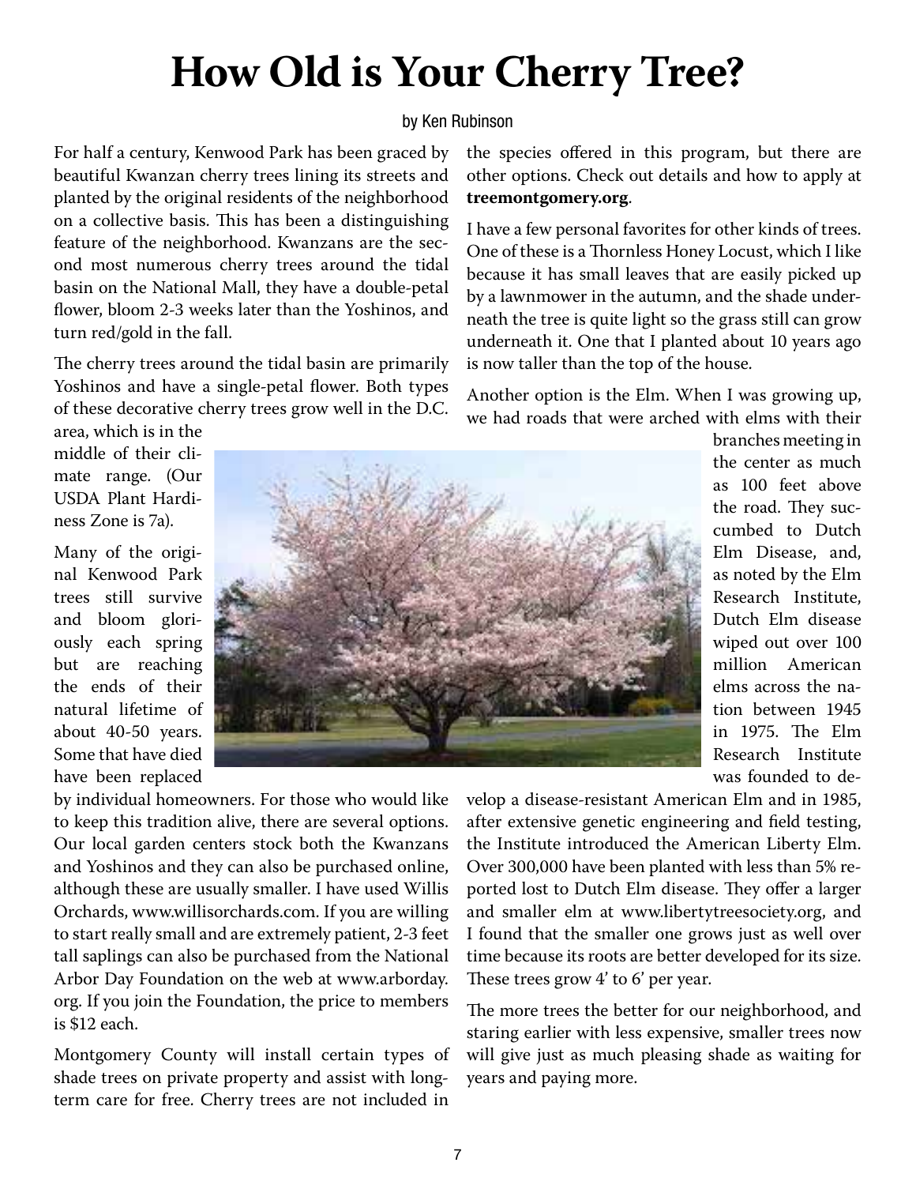# How Old is Your Cherry Tree?

by Ken Rubinson

For half a century, Kenwood Park has been graced by beautiful Kwanzan cherry trees lining its streets and planted by the original residents of the neighborhood on a collective basis. This has been a distinguishing feature of the neighborhood. Kwanzans are the second most numerous cherry trees around the tidal basin on the National Mall, they have a double-petal flower, bloom 2-3 weeks later than the Yoshinos, and turn red/gold in the fall.

The cherry trees around the tidal basin are primarily Yoshinos and have a single-petal flower. Both types of these decorative cherry trees grow well in the D.C. area, which is in the middle of their climate range. (Our USDA Plant Hardiness Zone is 7a).

Many of the original Kenwood Park trees still survive and bloom gloriously each spring but are reaching the ends of their natural lifetime of about 40-50 years. Some that have died have been replaced by individual homeowners. For those who would like to keep this tradition alive, there are several options. Our local garden centers stock both the Kwanzans and Yoshinos and they can also be purchased online, although these are usually smaller. I have used Willis Orchards, www.willisorchards.com. If you are willing to start really small and are extremely patient, 2-3 feet tall saplings can also be purchased from the National Arbor Day Foundation on the web at www.arborday.org. If you join the Foundation, the price to members is $12 each.

Montgomery County will install certain types of shade trees on private property and assist with long-term care for free. Cherry trees are not included in the species offered in this program, but there are other options. Check out details and how to apply at **treemontgomery.org**.

I have a few personal favorites for other kinds of trees. One of these is a Thornless Honey Locust, which I like because it has small leaves that are easily picked up by a lawnmower in the autumn, and the shade underneath the tree is quite light so the grass still can grow underneath it. One that I planted about 10 years ago is now taller than the top of the house.

Another option is the Elm. When I was growing up, we had roads that were arched with elms with their branches meeting in the center as much as 100 feet above the road. They succumbed to Dutch Elm Disease, and, as noted by the Elm Research Institute, Dutch Elm disease wiped out over 100 million American elms across the nation between 1945 in 1975. The Elm Research Institute was founded to develop a disease-resistant American Elm and in 1985, after extensive genetic engineering and field testing, the Institute introduced the American Liberty Elm. Over 300,000 have been planted with less than 5% reported lost to Dutch Elm disease. They offer a larger and smaller elm at www.libertytreesociety.org, and I found that the smaller one grows just as well over time because its roots are better developed for its size. These trees grow 4' to 6' per year.

The more trees the better for our neighborhood, and staring earlier with less expensive, smaller trees now will give just as much pleasing shade as waiting for years and paying more.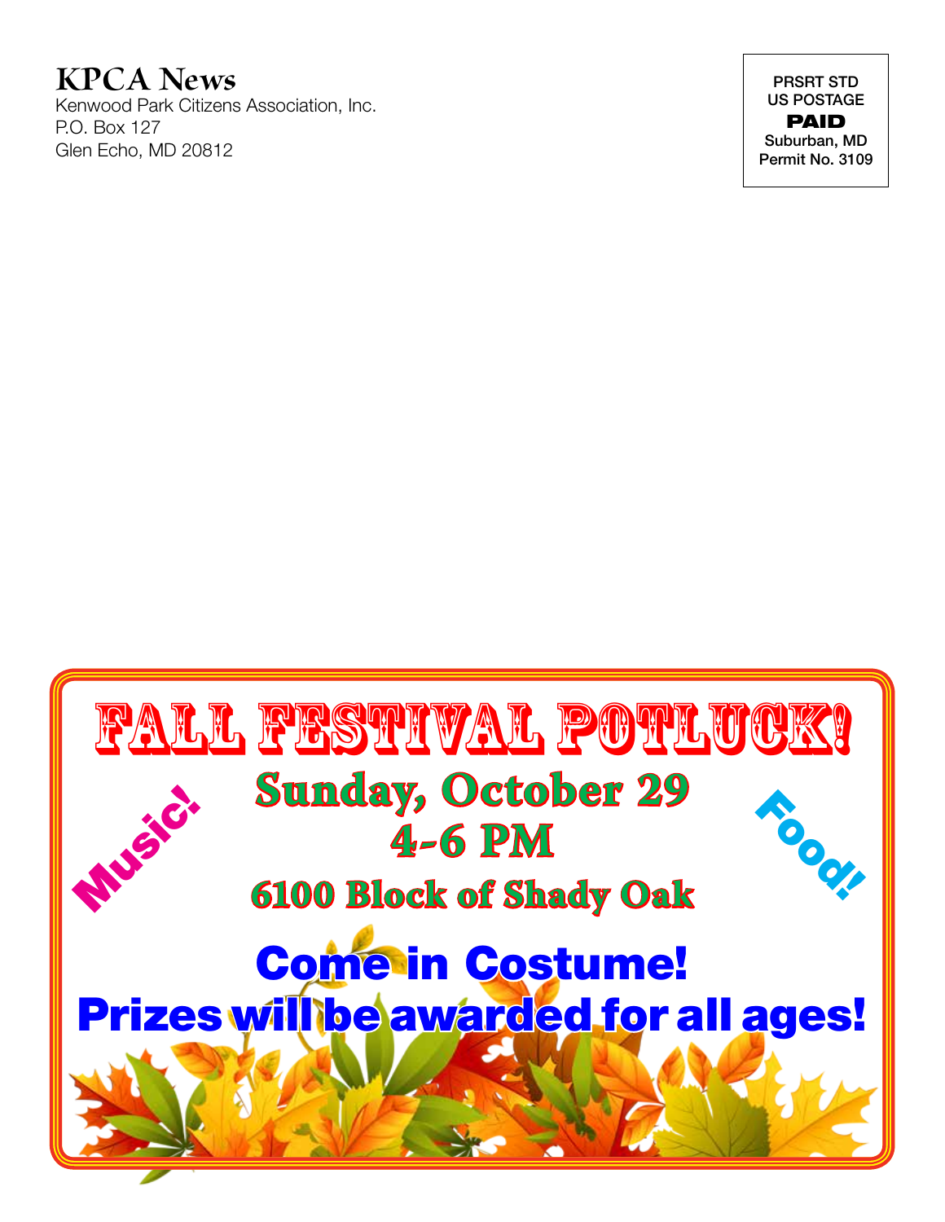# KPCA News

Kenwood Park Citizens Association, Inc.
P.O. Box 127
Glen Echo, MD 20812

PRSRT STD
US POSTAGE
**PAID**
Suburban, MD
Permit No. 3109

# FALL FESTIVAL POTLUCK!

Music!

## Sunday, October 29
## 4-6 PM

Food!

### 6100 Block of Shady Oak

## Come in Costume!
## Prizes will be awarded for all ages!